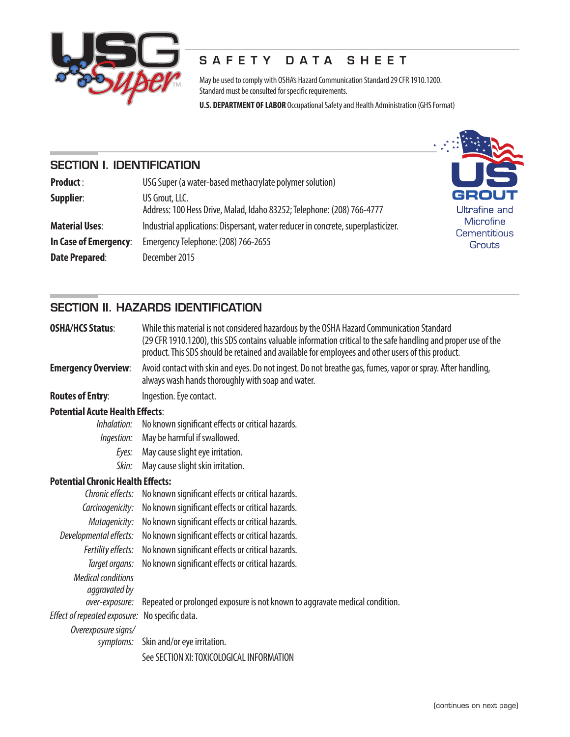# SAFETY DATA SHEET

May be used to comply with OSHA's Hazard Communication Standard 29 CFR 1910.1200.
Standard must be consulted for specific requirements.

**U.S. DEPARTMENT OF LABOR** Occupational Safety and Health Administration (GHS Format)

US GROUT
Ultrafine and Microfine Cementitious Grouts

## SECTION I. IDENTIFICATION

**Product**: USG Super (a water-based methacrylate polymer solution)

**Supplier**: US Grout, LLC.
Address: 100 Hess Drive, Malad, Idaho 83252; Telephone: (208) 766-4777

**Material Uses**: Industrial applications: Dispersant, water reducer in concrete, superplasticizer.

**In Case of Emergency**: Emergency Telephone: (208) 766-2655

**Date Prepared**: December 2015

## SECTION II. HAZARDS IDENTIFICATION

**OSHA/HCS Status**: While this material is not considered hazardous by the OSHA Hazard Communication Standard (29 CFR 1910.1200), this SDS contains valuable information critical to the safe handling and proper use of the product. This SDS should be retained and available for employees and other users of this product.

**Emergency Overview**: Avoid contact with skin and eyes. Do not ingest. Do not breathe gas, fumes, vapor or spray. After handling, always wash hands thoroughly with soap and water.

**Routes of Entry**: Ingestion. Eye contact.

**Potential Acute Health Effects**:

- *Inhalation:* No known significant effects or critical hazards.
- *Ingestion:* May be harmful if swallowed.
- *Eyes:* May cause slight eye irritation.
- *Skin:* May cause slight skin irritation.

**Potential Chronic Health Effects:**

- *Chronic effects:* No known significant effects or critical hazards.
- *Carcinogenicity:* No known significant effects or critical hazards.
- *Mutagenicity:* No known significant effects or critical hazards.
- *Developmental effects:* No known significant effects or critical hazards.
- *Fertility effects:* No known significant effects or critical hazards.
- *Target organs:* No known significant effects or critical hazards.
- *Medical conditions aggravated by over-exposure:* Repeated or prolonged exposure is not known to aggravate medical condition.
- *Effect of repeated exposure:* No specific data.
- *Overexposure signs/ symptoms:* Skin and/or eye irritation.

See SECTION XI: TOXICOLOGICAL INFORMATION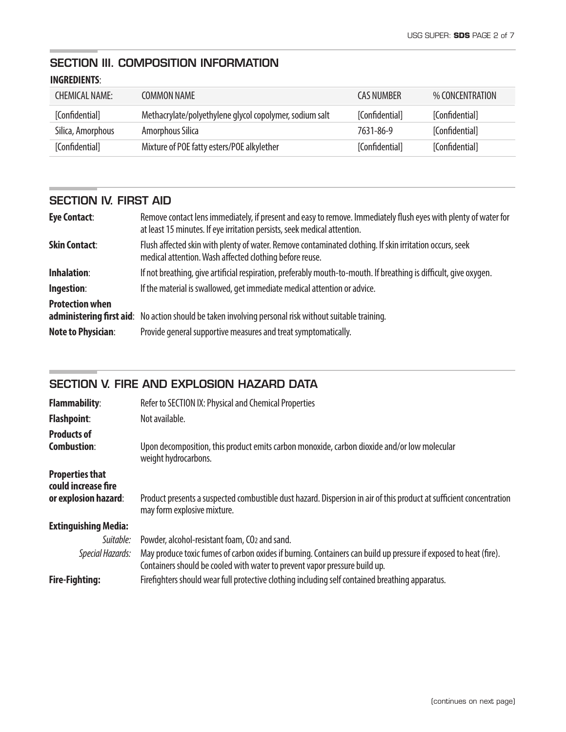## SECTION III. COMPOSITION INFORMATION

**INGREDIENTS**:

| CHEMICAL NAME: | COMMON NAME | CAS NUMBER | % CONCENTRATION |
|---|---|---|---|
| [Confidential] | Methacrylate/polyethylene glycol copolymer, sodium salt | [Confidential] | [Confidential] |
| Silica, Amorphous | Amorphous Silica | 7631-86-9 | [Confidential] |
| [Confidential] | Mixture of POE fatty esters/POE alkylether | [Confidential] | [Confidential] |

## SECTION IV. FIRST AID

**Eye Contact**: Remove contact lens immediately, if present and easy to remove. Immediately flush eyes with plenty of water for at least 15 minutes. If eye irritation persists, seek medical attention.

**Skin Contact**: Flush affected skin with plenty of water. Remove contaminated clothing. If skin irritation occurs, seek medical attention. Wash affected clothing before reuse.

**Inhalation**: If not breathing, give artificial respiration, preferably mouth-to-mouth. If breathing is difficult, give oxygen.

**Ingestion**: If the material is swallowed, get immediate medical attention or advice.

**Protection when administering first aid**: No action should be taken involving personal risk without suitable training.

**Note to Physician**: Provide general supportive measures and treat symptomatically.

## SECTION V. FIRE AND EXPLOSION HAZARD DATA

**Flammability**: Refer to SECTION IX: Physical and Chemical Properties

**Flashpoint**: Not available.

**Products of Combustion**: Upon decomposition, this product emits carbon monoxide, carbon dioxide and/or low molecular weight hydrocarbons.

**Properties that could increase fire or explosion hazard**: Product presents a suspected combustible dust hazard. Dispersion in air of this product at sufficient concentration may form explosive mixture.

**Extinguishing Media:**

*Suitable:* Powder, alcohol-resistant foam, $CO_2$ and sand.

*Special Hazards:* May produce toxic fumes of carbon oxides if burning. Containers can build up pressure if exposed to heat (fire). Containers should be cooled with water to prevent vapor pressure build up.

**Fire-Fighting:** Firefighters should wear full protective clothing including self contained breathing apparatus.

(continues on next page)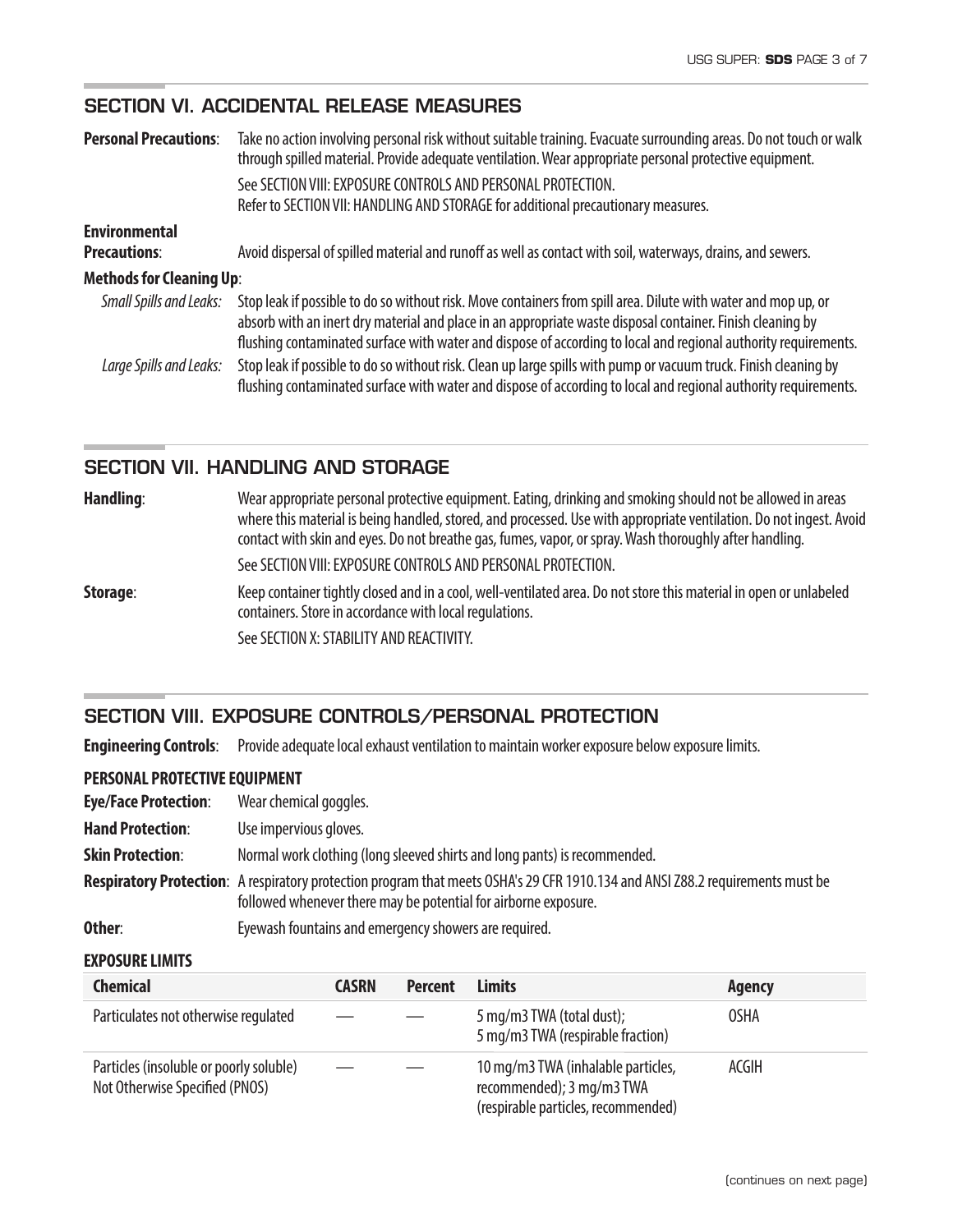## SECTION VI. ACCIDENTAL RELEASE MEASURES

**Personal Precautions**: Take no action involving personal risk without suitable training. Evacuate surrounding areas. Do not touch or walk through spilled material. Provide adequate ventilation. Wear appropriate personal protective equipment.

See SECTION VIII: EXPOSURE CONTROLS AND PERSONAL PROTECTION.
Refer to SECTION VII: HANDLING AND STORAGE for additional precautionary measures.

**Environmental Precautions**: Avoid dispersal of spilled material and runoff as well as contact with soil, waterways, drains, and sewers.

**Methods for Cleaning Up**:

*Small Spills and Leaks:* Stop leak if possible to do so without risk. Move containers from spill area. Dilute with water and mop up, or absorb with an inert dry material and place in an appropriate waste disposal container. Finish cleaning by flushing contaminated surface with water and dispose of according to local and regional authority requirements.

*Large Spills and Leaks:* Stop leak if possible to do so without risk. Clean up large spills with pump or vacuum truck. Finish cleaning by flushing contaminated surface with water and dispose of according to local and regional authority requirements.

## SECTION VII. HANDLING AND STORAGE

**Handling**: Wear appropriate personal protective equipment. Eating, drinking and smoking should not be allowed in areas where this material is being handled, stored, and processed. Use with appropriate ventilation. Do not ingest. Avoid contact with skin and eyes. Do not breathe gas, fumes, vapor, or spray. Wash thoroughly after handling.

See SECTION VIII: EXPOSURE CONTROLS AND PERSONAL PROTECTION.

**Storage**: Keep container tightly closed and in a cool, well-ventilated area. Do not store this material in open or unlabeled containers. Store in accordance with local regulations.

See SECTION X: STABILITY AND REACTIVITY.

## SECTION VIII. EXPOSURE CONTROLS/PERSONAL PROTECTION

**Engineering Controls**: Provide adequate local exhaust ventilation to maintain worker exposure below exposure limits.

**PERSONAL PROTECTIVE EQUIPMENT**

**Eye/Face Protection**: Wear chemical goggles.

**Hand Protection**: Use impervious gloves.

**Skin Protection**: Normal work clothing (long sleeved shirts and long pants) is recommended.

**Respiratory Protection**: A respiratory protection program that meets OSHA's 29 CFR 1910.134 and ANSI Z88.2 requirements must be followed whenever there may be potential for airborne exposure.

**Other**: Eyewash fountains and emergency showers are required.

**EXPOSURE LIMITS**

| Chemical | CASRN | Percent | Limits | Agency |
|---|---|---|---|---|
| Particulates not otherwise regulated | — | — | 5 mg/m3 TWA (total dust); 5 mg/m3 TWA (respirable fraction) | OSHA |
| Particles (insoluble or poorly soluble) Not Otherwise Specified (PNOS) | — | — | 10 mg/m3 TWA (inhalable particles, recommended); 3 mg/m3 TWA (respirable particles, recommended) | ACGIH |

(continues on next page)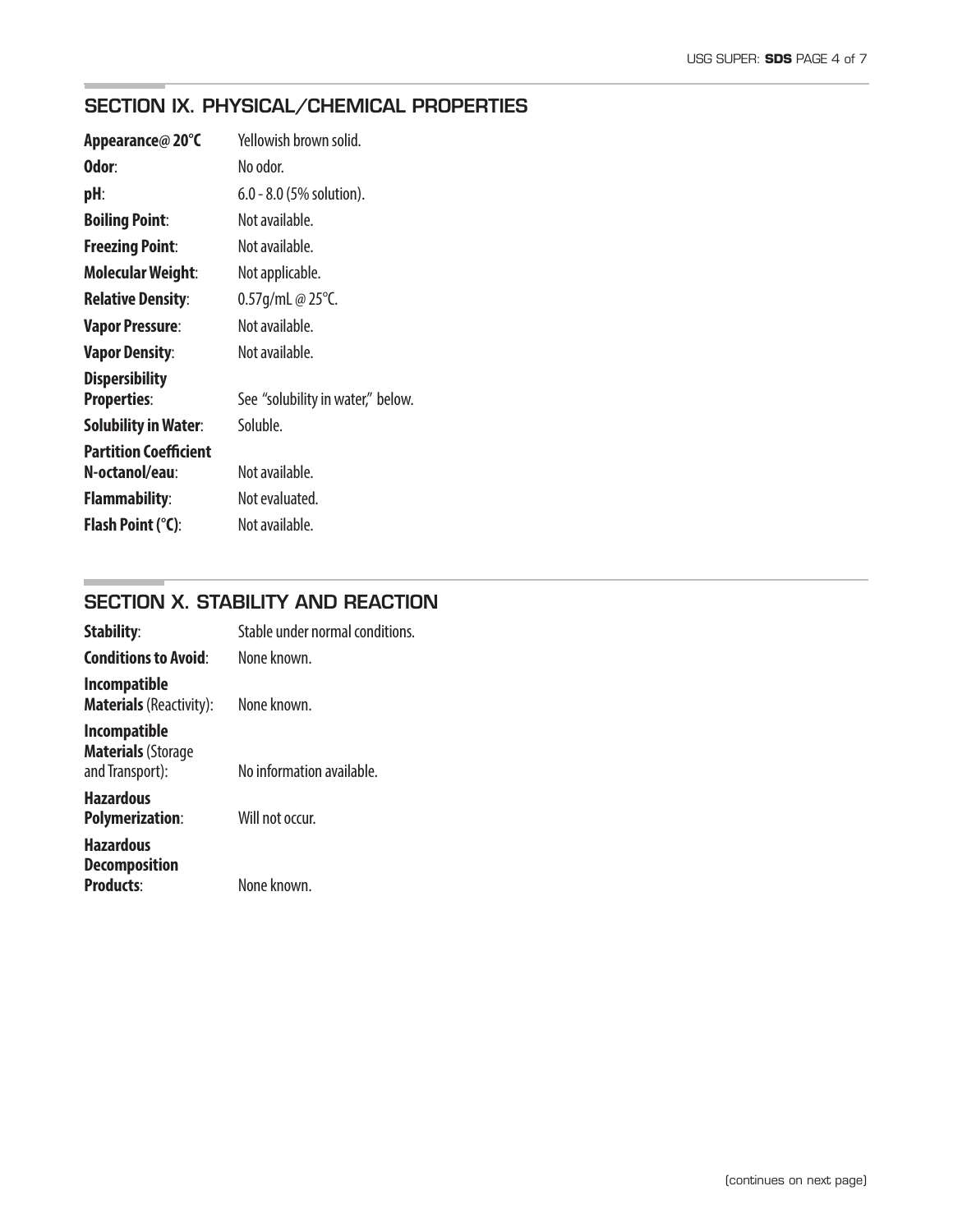## SECTION IX. PHYSICAL/CHEMICAL PROPERTIES

| | |
|---|---|
| **Appearance@ 20°C** | Yellowish brown solid. |
| **Odor**: | No odor. |
| **pH**: | 6.0 - 8.0 (5% solution). |
| **Boiling Point**: | Not available. |
| **Freezing Point**: | Not available. |
| **Molecular Weight**: | Not applicable. |
| **Relative Density**: | 0.57g/mL @ 25°C. |
| **Vapor Pressure**: | Not available. |
| **Vapor Density**: | Not available. |
| **Dispersibility Properties**: | See "solubility in water," below. |
| **Solubility in Water**: | Soluble. |
| **Partition Coefficient N-octanol/eau**: | Not available. |
| **Flammability**: | Not evaluated. |
| **Flash Point (°C)**: | Not available. |

## SECTION X. STABILITY AND REACTION

| | |
|---|---|
| **Stability**: | Stable under normal conditions. |
| **Conditions to Avoid**: | None known. |
| **Incompatible Materials** (Reactivity): | None known. |
| **Incompatible Materials** (Storage and Transport): | No information available. |
| **Hazardous Polymerization**: | Will not occur. |
| **Hazardous Decomposition Products**: | None known. |

(continues on next page)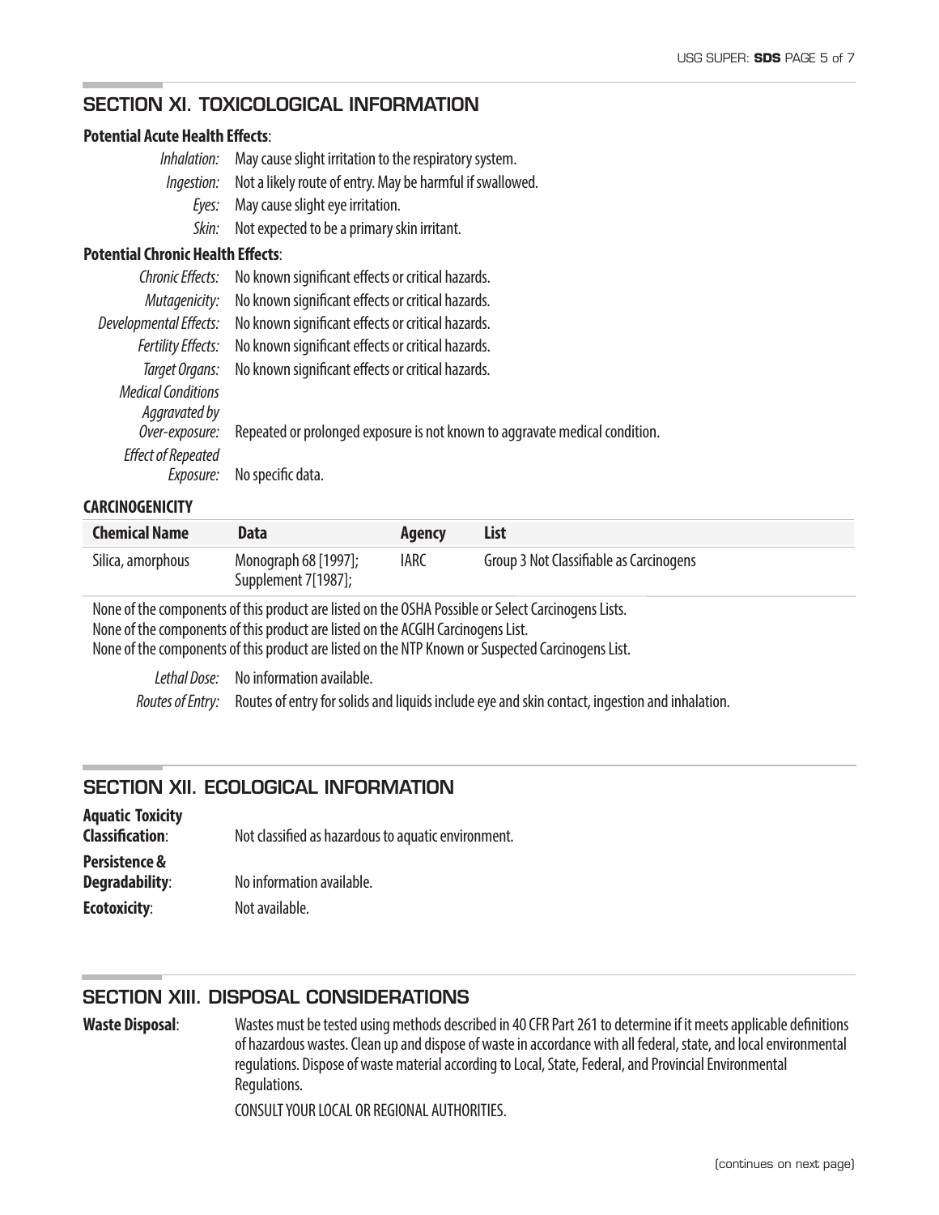## SECTION XI. TOXICOLOGICAL INFORMATION

**Potential Acute Health Effects**:

*Inhalation:* May cause slight irritation to the respiratory system.

*Ingestion:* Not a likely route of entry. May be harmful if swallowed.

*Eyes:* May cause slight eye irritation.

*Skin:* Not expected to be a primary skin irritant.

**Potential Chronic Health Effects**:

*Chronic Effects:* No known significant effects or critical hazards.

*Mutagenicity:* No known significant effects or critical hazards.

*Developmental Effects:* No known significant effects or critical hazards.

*Fertility Effects:* No known significant effects or critical hazards.

*Target Organs:* No known significant effects or critical hazards.

*Medical Conditions Aggravated by Over-exposure:* Repeated or prolonged exposure is not known to aggravate medical condition.

*Effect of Repeated Exposure:* No specific data.

**CARCINOGENICITY**

| Chemical Name | Data | Agency | List |
|---|---|---|---|
| Silica, amorphous | Monograph 68 [1997]; Supplement 7[1987]; | IARC | Group 3 Not Classifiable as Carcinogens |

None of the components of this product are listed on the OSHA Possible or Select Carcinogens Lists.
None of the components of this product are listed on the ACGIH Carcinogens List.
None of the components of this product are listed on the NTP Known or Suspected Carcinogens List.

*Lethal Dose:* No information available.

*Routes of Entry:* Routes of entry for solids and liquids include eye and skin contact, ingestion and inhalation.

## SECTION XII. ECOLOGICAL INFORMATION

**Aquatic Toxicity Classification**: Not classified as hazardous to aquatic environment.

**Persistence & Degradability**: No information available.

**Ecotoxicity**: Not available.

## SECTION XIII. DISPOSAL CONSIDERATIONS

**Waste Disposal**: Wastes must be tested using methods described in 40 CFR Part 261 to determine if it meets applicable definitions of hazardous wastes. Clean up and dispose of waste in accordance with all federal, state, and local environmental regulations. Dispose of waste material according to Local, State, Federal, and Provincial Environmental Regulations.

CONSULT YOUR LOCAL OR REGIONAL AUTHORITIES.

(continues on next page)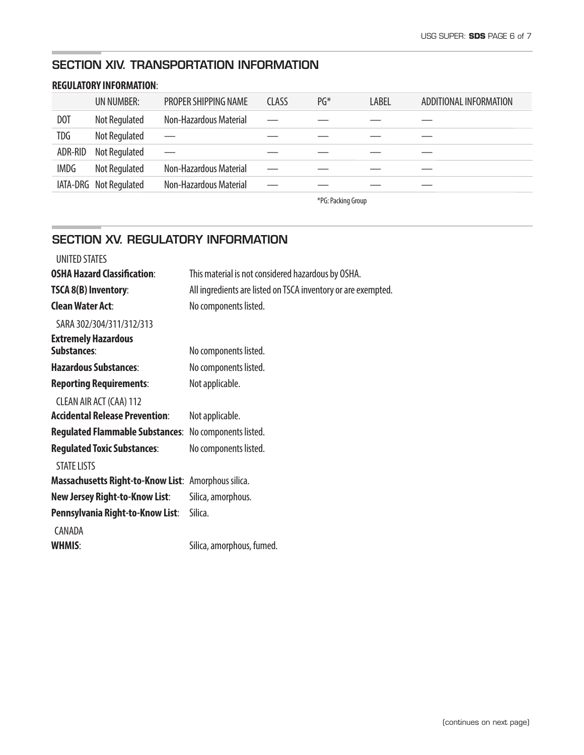## SECTION XIV. TRANSPORTATION INFORMATION

**REGULATORY INFORMATION**:

| | UN NUMBER: | PROPER SHIPPING NAME | CLASS | PG* | LABEL | ADDITIONAL INFORMATION |
|---|---|---|---|---|---|---|
| DOT | Not Regulated | Non-Hazardous Material | — | — | — | — |
| TDG | Not Regulated | — | — | — | — | — |
| ADR-RID | Not Regulated | — | — | — | — | — |
| IMDG | Not Regulated | Non-Hazardous Material | — | — | — | — |
| IATA-DRG | Not Regulated | Non-Hazardous Material | — | — | — | — |

*PG: Packing Group

## SECTION XV. REGULATORY INFORMATION

UNITED STATES

**OSHA Hazard Classification**: This material is not considered hazardous by OSHA.

**TSCA 8(B) Inventory**: All ingredients are listed on TSCA inventory or are exempted.

**Clean Water Act**: No components listed.

SARA 302/304/311/312/313

**Extremely Hazardous Substances**: No components listed.

**Hazardous Substances**: No components listed.

**Reporting Requirements**: Not applicable.

CLEAN AIR ACT (CAA) 112

**Accidental Release Prevention**: Not applicable.

**Regulated Flammable Substances**: No components listed.

**Regulated Toxic Substances**: No components listed.

STATE LISTS

**Massachusetts Right-to-Know List**: Amorphous silica.

**New Jersey Right-to-Know List**: Silica, amorphous.

**Pennsylvania Right-to-Know List**: Silica.

CANADA

**WHMIS**: Silica, amorphous, fumed.

(continues on next page)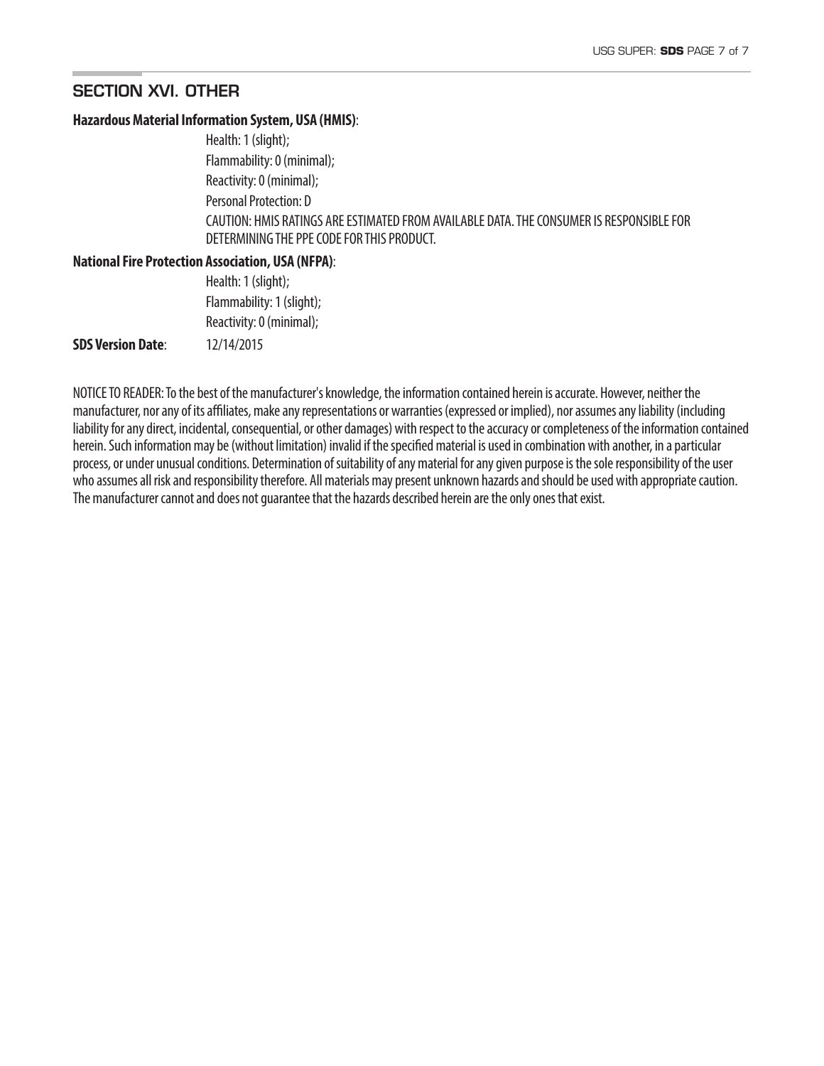## SECTION XVI. OTHER

**Hazardous Material Information System, USA (HMIS)**:

Health: 1 (slight);
Flammability: 0 (minimal);
Reactivity: 0 (minimal);
Personal Protection: D
CAUTION: HMIS RATINGS ARE ESTIMATED FROM AVAILABLE DATA. THE CONSUMER IS RESPONSIBLE FOR DETERMINING THE PPE CODE FOR THIS PRODUCT.

**National Fire Protection Association, USA (NFPA)**:

Health: 1 (slight);
Flammability: 1 (slight);
Reactivity: 0 (minimal);

**SDS Version Date**: 12/14/2015

NOTICE TO READER: To the best of the manufacturer's knowledge, the information contained herein is accurate. However, neither the manufacturer, nor any of its affiliates, make any representations or warranties (expressed or implied), nor assumes any liability (including liability for any direct, incidental, consequential, or other damages) with respect to the accuracy or completeness of the information contained herein. Such information may be (without limitation) invalid if the specified material is used in combination with another, in a particular process, or under unusual conditions. Determination of suitability of any material for any given purpose is the sole responsibility of the user who assumes all risk and responsibility therefore. All materials may present unknown hazards and should be used with appropriate caution. The manufacturer cannot and does not guarantee that the hazards described herein are the only ones that exist.